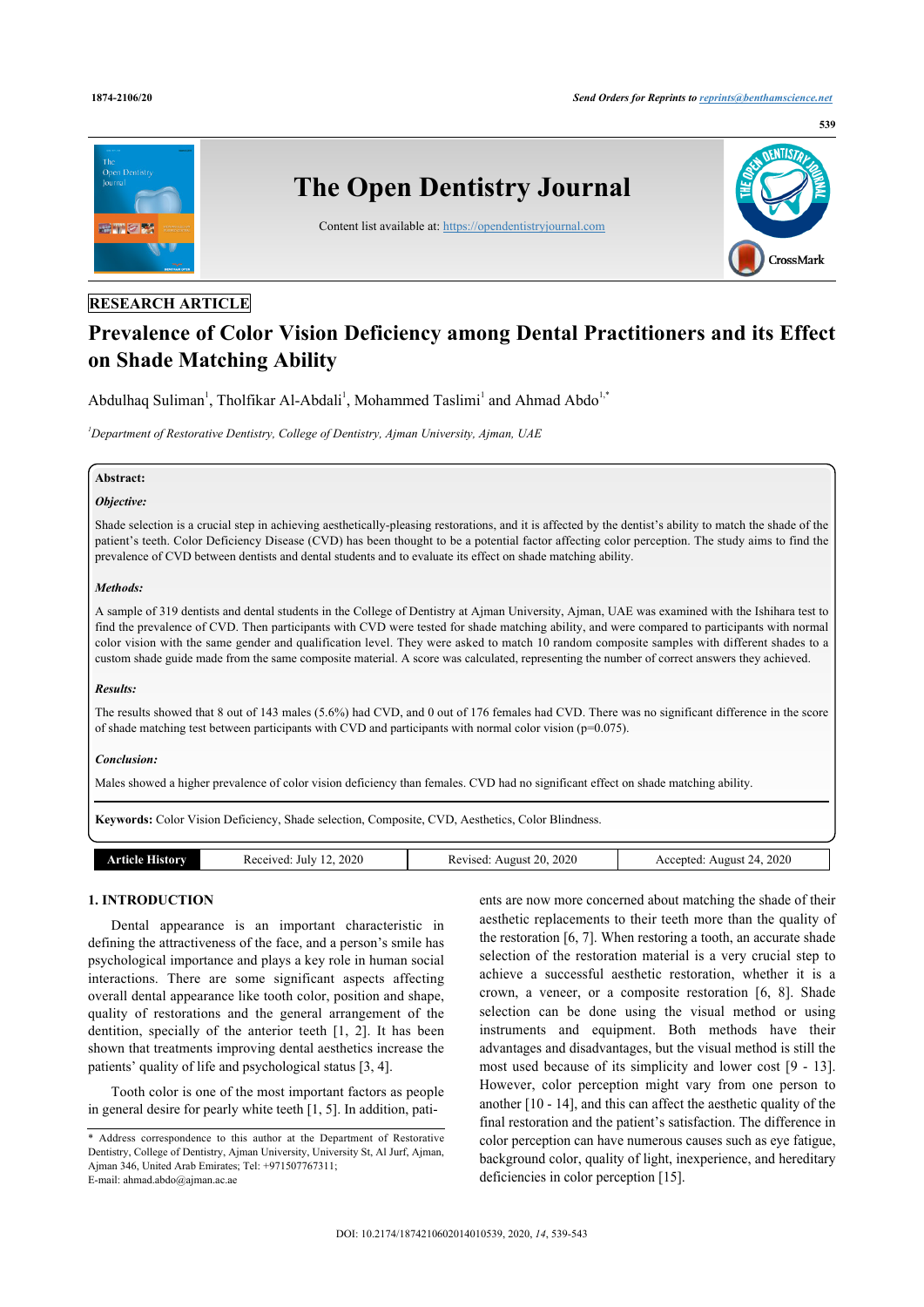RESEARCH ARTICLE

# Prevalence of Color Vision Deficiency among Dental Practitioners and its Effect on Shade Matching Ability

Abdulhaq Suliman[1], Tholfikar Al-Abdali[1], Mohammed Taslimi[1] and Ahmad Abdo[1,*]

[1]*Department of Restorative Dentistry, College of Dentistry, Ajman University, Ajman, UAE*

**Abstract:**

***Objective:***

Shade selection is a crucial step in achieving aesthetically-pleasing restorations, and it is affected by the dentist's ability to match the shade of the patient's teeth. Color Deficiency Disease (CVD) has been thought to be a potential factor affecting color perception. The study aims to find the prevalence of CVD between dentists and dental students and to evaluate its effect on shade matching ability.

***Methods:***

A sample of 319 dentists and dental students in the College of Dentistry at Ajman University, Ajman, UAE was examined with the Ishihara test to find the prevalence of CVD. Then participants with CVD were tested for shade matching ability, and were compared to participants with normal color vision with the same gender and qualification level. They were asked to match 10 random composite samples with different shades to a custom shade guide made from the same composite material. A score was calculated, representing the number of correct answers they achieved.

***Results:***

The results showed that 8 out of 143 males (5.6%) had CVD, and 0 out of 176 females had CVD. There was no significant difference in the score of shade matching test between participants with CVD and participants with normal color vision (p=0.075).

***Conclusion:***

Males showed a higher prevalence of color vision deficiency than females. CVD had no significant effect on shade matching ability.

**Keywords:** Color Vision Deficiency, Shade selection, Composite, CVD, Aesthetics, Color Blindness.

| Article History | Received: July 12, 2020 | Revised: August 20, 2020 | Accepted: August 24, 2020 |
|---|---|---|---|

## 1. INTRODUCTION

Dental appearance is an important characteristic in defining the attractiveness of the face, and a person's smile has psychological importance and plays a key role in human social interactions. There are some significant aspects affecting overall dental appearance like tooth color, position and shape, quality of restorations and the general arrangement of the dentition, specially of the anterior teeth [1, 2]. It has been shown that treatments improving dental aesthetics increase the patients' quality of life and psychological status [3, 4].

Tooth color is one of the most important factors as people in general desire for pearly white teeth [1, 5]. In addition, patients are now more concerned about matching the shade of their aesthetic replacements to their teeth more than the quality of the restoration [6, 7]. When restoring a tooth, an accurate shade selection of the restoration material is a very crucial step to achieve a successful aesthetic restoration, whether it is a crown, a veneer, or a composite restoration [6, 8]. Shade selection can be done using the visual method or using instruments and equipment. Both methods have their advantages and disadvantages, but the visual method is still the most used because of its simplicity and lower cost [9 - 13]. However, color perception might vary from one person to another [10 - 14], and this can affect the aesthetic quality of the final restoration and the patient's satisfaction. The difference in color perception can have numerous causes such as eye fatigue, background color, quality of light, inexperience, and hereditary deficiencies in color perception [15].

\* Address correspondence to this author at the Department of Restorative Dentistry, College of Dentistry, Ajman University, University St, Al Jurf, Ajman, Ajman 346, United Arab Emirates; Tel: +971507767311;
E-mail: ahmad.abdo@ajman.ac.ae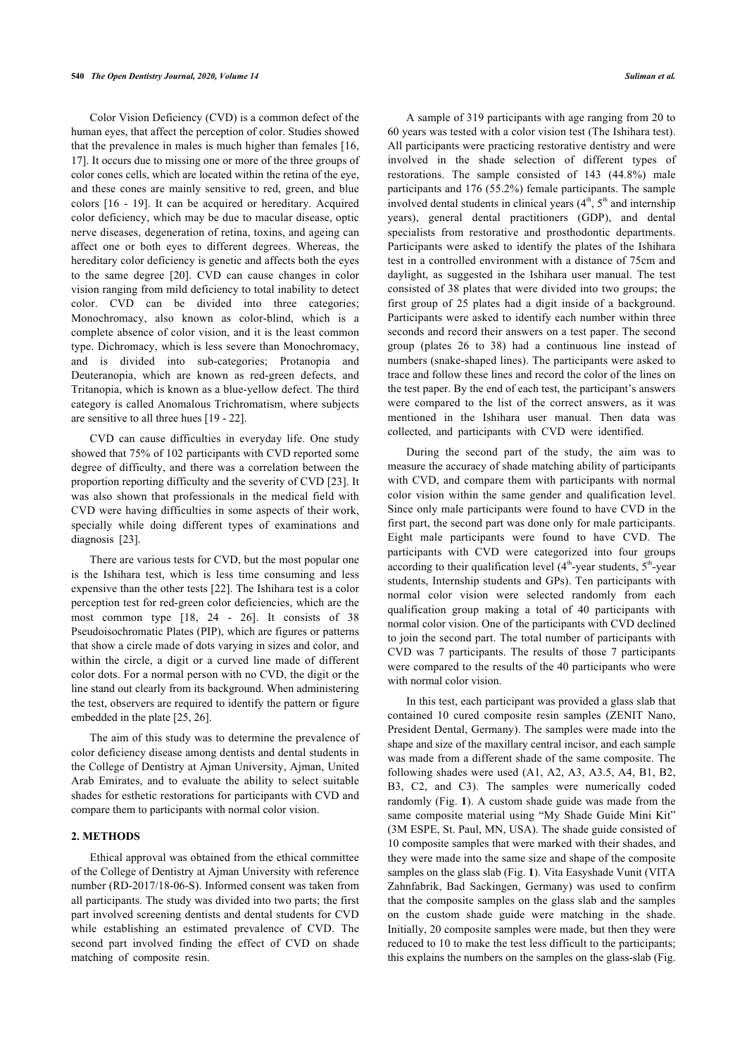Color Vision Deficiency (CVD) is a common defect of the human eyes, that affect the perception of color. Studies showed that the prevalence in males is much higher than females [16, 17]. It occurs due to missing one or more of the three groups of color cones cells, which are located within the retina of the eye, and these cones are mainly sensitive to red, green, and blue colors [16 - 19]. It can be acquired or hereditary. Acquired color deficiency, which may be due to macular disease, optic nerve diseases, degeneration of retina, toxins, and ageing can affect one or both eyes to different degrees. Whereas, the hereditary color deficiency is genetic and affects both the eyes to the same degree [20]. CVD can cause changes in color vision ranging from mild deficiency to total inability to detect color. CVD can be divided into three categories; Monochromacy, also known as color-blind, which is a complete absence of color vision, and it is the least common type. Dichromacy, which is less severe than Monochromacy, and is divided into sub-categories; Protanopia and Deuteranopia, which are known as red-green defects, and Tritanopia, which is known as a blue-yellow defect. The third category is called Anomalous Trichromatism, where subjects are sensitive to all three hues [19 - 22].

CVD can cause difficulties in everyday life. One study showed that 75% of 102 participants with CVD reported some degree of difficulty, and there was a correlation between the proportion reporting difficulty and the severity of CVD [23]. It was also shown that professionals in the medical field with CVD were having difficulties in some aspects of their work, specially while doing different types of examinations and diagnosis [23].

There are various tests for CVD, but the most popular one is the Ishihara test, which is less time consuming and less expensive than the other tests [22]. The Ishihara test is a color perception test for red-green color deficiencies, which are the most common type [18, 24 - 26]. It consists of 38 Pseudoisochromatic Plates (PIP), which are figures or patterns that show a circle made of dots varying in sizes and color, and within the circle, a digit or a curved line made of different color dots. For a normal person with no CVD, the digit or the line stand out clearly from its background. When administering the test, observers are required to identify the pattern or figure embedded in the plate [25, 26].

The aim of this study was to determine the prevalence of color deficiency disease among dentists and dental students in the College of Dentistry at Ajman University, Ajman, United Arab Emirates, and to evaluate the ability to select suitable shades for esthetic restorations for participants with CVD and compare them to participants with normal color vision.

## 2. METHODS

Ethical approval was obtained from the ethical committee of the College of Dentistry at Ajman University with reference number (RD-2017/18-06-S). Informed consent was taken from all participants. The study was divided into two parts; the first part involved screening dentists and dental students for CVD while establishing an estimated prevalence of CVD. The second part involved finding the effect of CVD on shade matching of composite resin.

A sample of 319 participants with age ranging from 20 to 60 years was tested with a color vision test (The Ishihara test). All participants were practicing restorative dentistry and were involved in the shade selection of different types of restorations. The sample consisted of 143 (44.8%) male participants and 176 (55.2%) female participants. The sample involved dental students in clinical years (4th, 5th and internship years), general dental practitioners (GDP), and dental specialists from restorative and prosthodontic departments. Participants were asked to identify the plates of the Ishihara test in a controlled environment with a distance of 75cm and daylight, as suggested in the Ishihara user manual. The test consisted of 38 plates that were divided into two groups; the first group of 25 plates had a digit inside of a background. Participants were asked to identify each number within three seconds and record their answers on a test paper. The second group (plates 26 to 38) had a continuous line instead of numbers (snake-shaped lines). The participants were asked to trace and follow these lines and record the color of the lines on the test paper. By the end of each test, the participant's answers were compared to the list of the correct answers, as it was mentioned in the Ishihara user manual. Then data was collected, and participants with CVD were identified.

During the second part of the study, the aim was to measure the accuracy of shade matching ability of participants with CVD, and compare them with participants with normal color vision within the same gender and qualification level. Since only male participants were found to have CVD in the first part, the second part was done only for male participants. Eight male participants were found to have CVD. The participants with CVD were categorized into four groups according to their qualification level (4th-year students, 5th-year students, Internship students and GPs). Ten participants with normal color vision were selected randomly from each qualification group making a total of 40 participants with normal color vision. One of the participants with CVD declined to join the second part. The total number of participants with CVD was 7 participants. The results of those 7 participants were compared to the results of the 40 participants who were with normal color vision.

In this test, each participant was provided a glass slab that contained 10 cured composite resin samples (ZENIT Nano, President Dental, Germany). The samples were made into the shape and size of the maxillary central incisor, and each sample was made from a different shade of the same composite. The following shades were used (A1, A2, A3, A3.5, A4, B1, B2, B3, C2, and C3). The samples were numerically coded randomly (Fig. **1**). A custom shade guide was made from the same composite material using "My Shade Guide Mini Kit" (3M ESPE, St. Paul, MN, USA). The shade guide consisted of 10 composite samples that were marked with their shades, and they were made into the same size and shape of the composite samples on the glass slab (Fig. **1**). Vita Easyshade Vunit (VITA Zahnfabrik, Bad Sackingen, Germany) was used to confirm that the composite samples on the glass slab and the samples on the custom shade guide were matching in the shade. Initially, 20 composite samples were made, but then they were reduced to 10 to make the test less difficult to the participants; this explains the numbers on the samples on the glass-slab (Fig.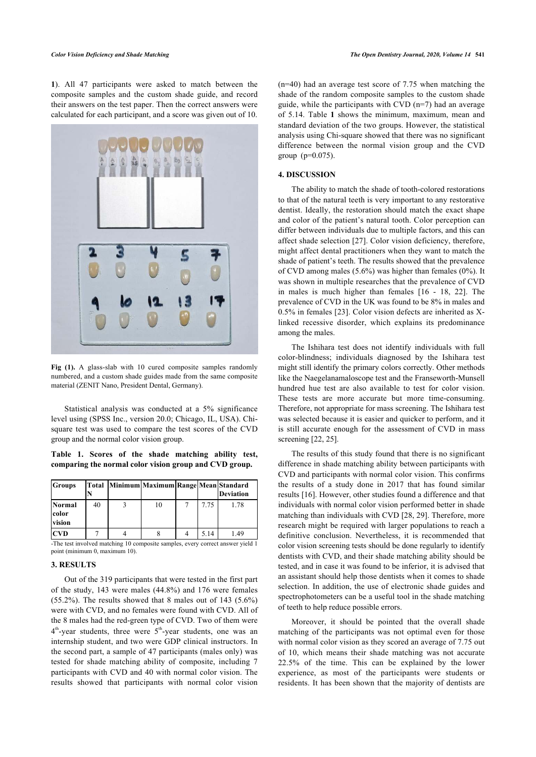1). All 47 participants were asked to match between the composite samples and the custom shade guide, and record their answers on the test paper. Then the correct answers were calculated for each participant, and a score was given out of 10.

**Fig (1).** A glass-slab with 10 cured composite samples randomly numbered, and a custom shade guides made from the same composite material (ZENIT Nano, President Dental, Germany).

Statistical analysis was conducted at a 5% significance level using (SPSS Inc., version 20.0; Chicago, IL, USA). Chi-square test was used to compare the test scores of the CVD group and the normal color vision group.

**Table 1. Scores of the shade matching ability test, comparing the normal color vision group and CVD group.**

| Groups | Total N | Minimum | Maximum | Range | Mean | Standard Deviation |
|---|---|---|---|---|---|---|
| **Normal color vision** | 40 | 3 | 10 | 7 | 7.75 | 1.78 |
| **CVD** | 7 | 4 | 8 | 4 | 5.14 | 1.49 |

-The test involved matching 10 composite samples, every correct answer yield 1 point (minimum 0, maximum 10).

## 3. RESULTS

Out of the 319 participants that were tested in the first part of the study, 143 were males (44.8%) and 176 were females (55.2%). The results showed that 8 males out of 143 (5.6%) were with CVD, and no females were found with CVD. All of the 8 males had the red-green type of CVD. Two of them were 4th-year students, three were 5th-year students, one was an internship student, and two were GDP clinical instructors. In the second part, a sample of 47 participants (males only) was tested for shade matching ability of composite, including 7 participants with CVD and 40 with normal color vision. The results showed that participants with normal color vision (n=40) had an average test score of 7.75 when matching the shade of the random composite samples to the custom shade guide, while the participants with CVD (n=7) had an average of 5.14. Table **1** shows the minimum, maximum, mean and standard deviation of the two groups. However, the statistical analysis using Chi-square showed that there was no significant difference between the normal vision group and the CVD group ($p=0.075$).

## 4. DISCUSSION

The ability to match the shade of tooth-colored restorations to that of the natural teeth is very important to any restorative dentist. Ideally, the restoration should match the exact shape and color of the patient's natural tooth. Color perception can differ between individuals due to multiple factors, and this can affect shade selection [27]. Color vision deficiency, therefore, might affect dental practitioners when they want to match the shade of patient's teeth. The results showed that the prevalence of CVD among males (5.6%) was higher than females (0%). It was shown in multiple researches that the prevalence of CVD in males is much higher than females [16 - 18, 22]. The prevalence of CVD in the UK was found to be 8% in males and 0.5% in females [23]. Color vision defects are inherited as X-linked recessive disorder, which explains its predominance among the males.

The Ishihara test does not identify individuals with full color-blindness; individuals diagnosed by the Ishihara test might still identify the primary colors correctly. Other methods like the Naegelanamaloscope test and the Franseworth-Munsell hundred hue test are also available to test for color vision. These tests are more accurate but more time-consuming. Therefore, not appropriate for mass screening. The Ishihara test was selected because it is easier and quicker to perform, and it is still accurate enough for the assessment of CVD in mass screening [22, 25].

The results of this study found that there is no significant difference in shade matching ability between participants with CVD and participants with normal color vision. This confirms the results of a study done in 2017 that has found similar results [16]. However, other studies found a difference and that individuals with normal color vision performed better in shade matching than individuals with CVD [28, 29]. Therefore, more research might be required with larger populations to reach a definitive conclusion. Nevertheless, it is recommended that color vision screening tests should be done regularly to identify dentists with CVD, and their shade matching ability should be tested, and in case it was found to be inferior, it is advised that an assistant should help those dentists when it comes to shade selection. In addition, the use of electronic shade guides and spectrophotometers can be a useful tool in the shade matching of teeth to help reduce possible errors.

Moreover, it should be pointed that the overall shade matching of the participants was not optimal even for those with normal color vision as they scored an average of 7.75 out of 10, which means their shade matching was not accurate 22.5% of the time. This can be explained by the lower experience, as most of the participants were students or residents. It has been shown that the majority of dentists are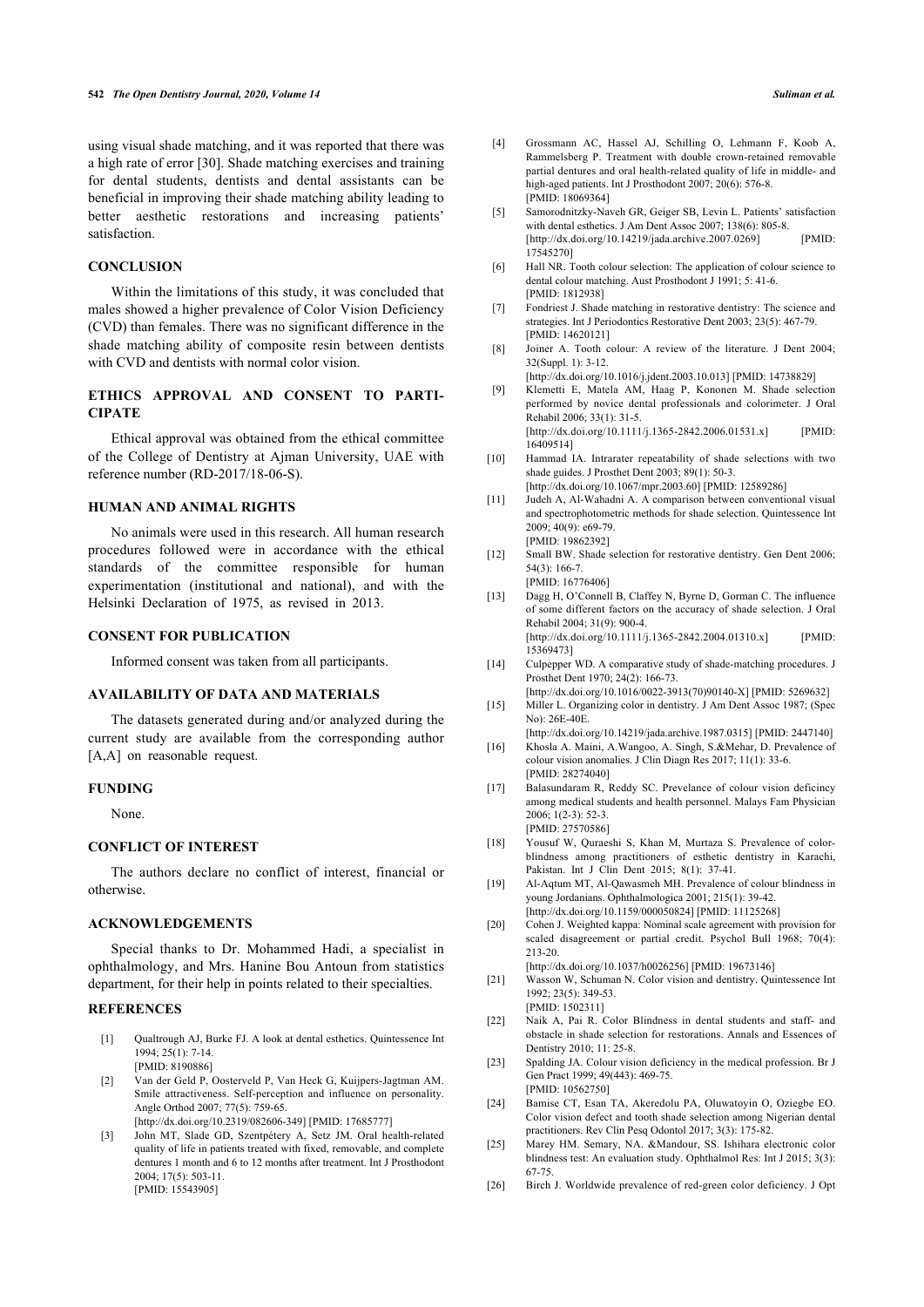using visual shade matching, and it was reported that there was a high rate of error [30]. Shade matching exercises and training for dental students, dentists and dental assistants can be beneficial in improving their shade matching ability leading to better aesthetic restorations and increasing patients' satisfaction.

## CONCLUSION

Within the limitations of this study, it was concluded that males showed a higher prevalence of Color Vision Deficiency (CVD) than females. There was no significant difference in the shade matching ability of composite resin between dentists with CVD and dentists with normal color vision.

## ETHICS APPROVAL AND CONSENT TO PARTICIPATE

Ethical approval was obtained from the ethical committee of the College of Dentistry at Ajman University, UAE with reference number (RD-2017/18-06-S).

## HUMAN AND ANIMAL RIGHTS

No animals were used in this research. All human research procedures followed were in accordance with the ethical standards of the committee responsible for human experimentation (institutional and national), and with the Helsinki Declaration of 1975, as revised in 2013.

## CONSENT FOR PUBLICATION

Informed consent was taken from all participants.

## AVAILABILITY OF DATA AND MATERIALS

The datasets generated during and/or analyzed during the current study are available from the corresponding author [A,A] on reasonable request.

## FUNDING

None.

## CONFLICT OF INTEREST

The authors declare no conflict of interest, financial or otherwise.

## ACKNOWLEDGEMENTS

Special thanks to Dr. Mohammed Hadi, a specialist in ophthalmology, and Mrs. Hanine Bou Antoun from statistics department, for their help in points related to their specialties.

## REFERENCES

[1] Qualtrough AJ, Burke FJ. A look at dental esthetics. Quintessence Int 1994; 25(1): 7-14. [PMID: 8190886]

[2] Van der Geld P, Oosterveld P, Van Heck G, Kuijpers-Jagtman AM. Smile attractiveness. Self-perception and influence on personality. Angle Orthod 2007; 77(5): 759-65. [http://dx.doi.org/10.2319/082606-349] [PMID: 17685777]

[3] John MT, Slade GD, Szentpétery A, Setz JM. Oral health-related quality of life in patients treated with fixed, removable, and complete dentures 1 month and 6 to 12 months after treatment. Int J Prosthodont 2004; 17(5): 503-11. [PMID: 15543905]

[4] Grossmann AC, Hassel AJ, Schilling O, Lehmann F, Koob A, Rammelsberg P. Treatment with double crown-retained removable partial dentures and oral health-related quality of life in middle- and high-aged patients. Int J Prosthodont 2007; 20(6): 576-8. [PMID: 18069364]

[5] Samorodnitzky-Naveh GR, Geiger SB, Levin L. Patients' satisfaction with dental esthetics. J Am Dent Assoc 2007; 138(6): 805-8. [http://dx.doi.org/10.14219/jada.archive.2007.0269] [PMID: 17545270]

[6] Hall NR. Tooth colour selection: The application of colour science to dental colour matching. Aust Prosthodont J 1991; 5: 41-6. [PMID: 1812938]

[7] Fondriest J. Shade matching in restorative dentistry: The science and strategies. Int J Periodontics Restorative Dent 2003; 23(5): 467-79. [PMID: 14620121]

[8] Joiner A. Tooth colour: A review of the literature. J Dent 2004; 32(Suppl. 1): 3-12. [http://dx.doi.org/10.1016/j.jdent.2003.10.013] [PMID: 14738829]

[9] Klemetti E, Matela AM, Haag P, Kononen M. Shade selection performed by novice dental professionals and colorimeter. J Oral Rehabil 2006; 33(1): 31-5. [http://dx.doi.org/10.1111/j.1365-2842.2006.01531.x] [PMID: 16409514]

[10] Hammad IA. Intrarater repeatability of shade selections with two shade guides. J Prosthet Dent 2003; 89(1): 50-3. [http://dx.doi.org/10.1067/mpr.2003.60] [PMID: 12589286]

[11] Judeh A, Al-Wahadni A. A comparison between conventional visual and spectrophotometric methods for shade selection. Quintessence Int 2009; 40(9): e69-79. [PMID: 19862392]

[12] Small BW. Shade selection for restorative dentistry. Gen Dent 2006; 54(3): 166-7. [PMID: 16776406]

[13] Dagg H, O'Connell B, Claffey N, Byrne D, Gorman C. The influence of some different factors on the accuracy of shade selection. J Oral Rehabil 2004; 31(9): 900-4. [http://dx.doi.org/10.1111/j.1365-2842.2004.01310.x] [PMID: 15369473]

[14] Culpepper WD. A comparative study of shade-matching procedures. J Prosthet Dent 1970; 24(2): 166-73. [http://dx.doi.org/10.1016/0022-3913(70)90140-X] [PMID: 5269632]

[15] Miller L. Organizing color in dentistry. J Am Dent Assoc 1987; (Spec No): 26E-40E. [http://dx.doi.org/10.14219/jada.archive.1987.0315] [PMID: 2447140]

[16] Khosla A. Maini, A.Wangoo, A. Singh, S.&Mehar, D. Prevalence of colour vision anomalies. J Clin Diagn Res 2017; 11(1): 33-6. [PMID: 28274040]

[17] Balasundaram R, Reddy SC. Prevelance of colour vision deficincy among medical students and health personnel. Malays Fam Physician 2006; 1(2-3): 52-3. [PMID: 27570586]

[18] Yousuf W, Quraeshi S, Khan M, Murtaza S. Prevalence of color-blindness among practitioners of esthetic dentistry in Karachi, Pakistan. Int J Clin Dent 2015; 8(1): 37-41.

[19] Al-Aqtum MT, Al-Qawasmeh MH. Prevalence of colour blindness in young Jordanians. Ophthalmologica 2001; 215(1): 39-42. [http://dx.doi.org/10.1159/000050824] [PMID: 11125268]

[20] Cohen J. Weighted kappa: Nominal scale agreement with provision for scaled disagreement or partial credit. Psychol Bull 1968; 70(4): 213-20. [http://dx.doi.org/10.1037/h0026256] [PMID: 19673146]

[21] Wasson W, Schuman N. Color vision and dentistry. Quintessence Int 1992; 23(5): 349-53. [PMID: 1502311]

[22] Naik A, Pai R. Color Blindness in dental students and staff- and obstacle in shade selection for restorations. Annals and Essences of Dentistry 2010; 11: 25-8.

[23] Spalding JA. Colour vision deficiency in the medical profession. Br J Gen Pract 1999; 49(443): 469-75. [PMID: 10562750]

[24] Bamise CT, Esan TA, Akeredolu PA, Oluwatoyin O, Oziegbe EO. Color vision defect and tooth shade selection among Nigerian dental practitioners. Rev Clín Pesq Odontol 2017; 3(3): 175-82.

[25] Marey HM. Semary, NA. &Mandour, SS. Ishihara electronic color blindness test: An evaluation study. Ophthalmol Res: Int J 2015; 3(3): 67-75.

[26] Birch J. Worldwide prevalence of red-green color deficiency. J Opt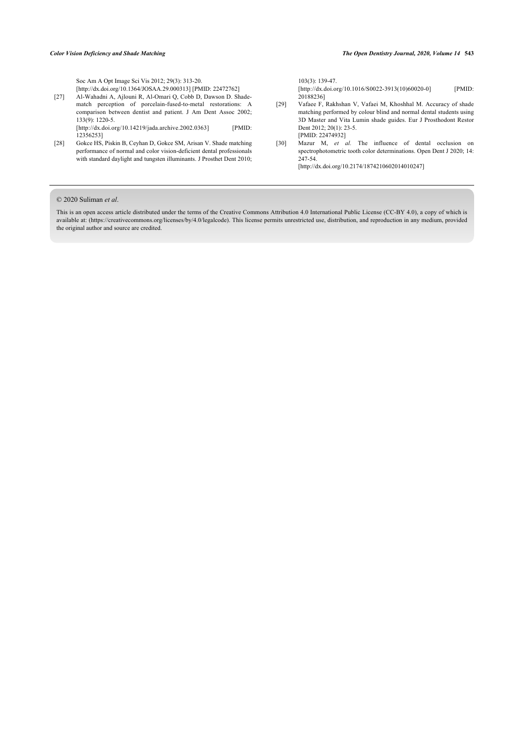Soc Am A Opt Image Sci Vis 2012; 29(3): 313-20. [http://dx.doi.org/10.1364/JOSAA.29.000313] [PMID: 22472762]

[27] Al-Wahadni A, Ajlouni R, Al-Omari Q, Cobb D, Dawson D. Shade-match perception of porcelain-fused-to-metal restorations: A comparison between dentist and patient. J Am Dent Assoc 2002; 133(9): 1220-5. [http://dx.doi.org/10.14219/jada.archive.2002.0363] [PMID: 12356253]

[28] Gokce HS, Piskin B, Ceyhan D, Gokce SM, Arisan V. Shade matching performance of normal and color vision-deficient dental professionals with standard daylight and tungsten illuminants. J Prosthet Dent 2010; 103(3): 139-47. [http://dx.doi.org/10.1016/S0022-3913(10)60020-0] [PMID: 20188236]

[29] Vafaee F, Rakhshan V, Vafaei M, Khoshhal M. Accuracy of shade matching performed by colour blind and normal dental students using 3D Master and Vita Lumin shade guides. Eur J Prosthodont Restor Dent 2012; 20(1): 23-5. [PMID: 22474932]

[30] Mazur M, *et al.* The influence of dental occlusion on spectrophotometric tooth color determinations. Open Dent J 2020; 14: 247-54. [http://dx.doi.org/10.2174/1874210602014010247]

© 2020 Suliman *et al*.

This is an open access article distributed under the terms of the Creative Commons Attribution 4.0 International Public License (CC-BY 4.0), a copy of which is available at: (https://creativecommons.org/licenses/by/4.0/legalcode). This license permits unrestricted use, distribution, and reproduction in any medium, provided the original author and source are credited.